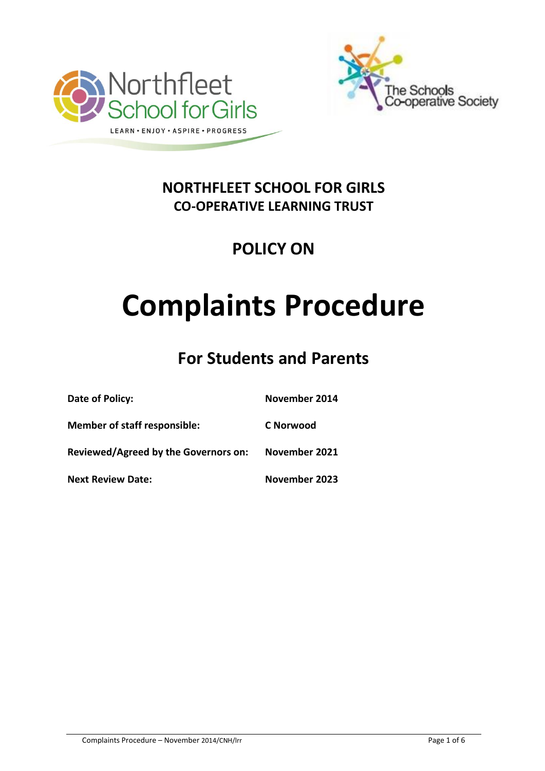# NORTHFLEET SCHOOL FOR GIRLS
## CO-OPERATIVE LEARNING TRUST

## POLICY ON

# Complaints Procedure

## For Students and Parents

| | |
|---|---|
| **Date of Policy:** | **November 2014** |
| **Member of staff responsible:** | **C Norwood** |
| **Reviewed/Agreed by the Governors on:** | **November 2021** |
| **Next Review Date:** | **November 2023** |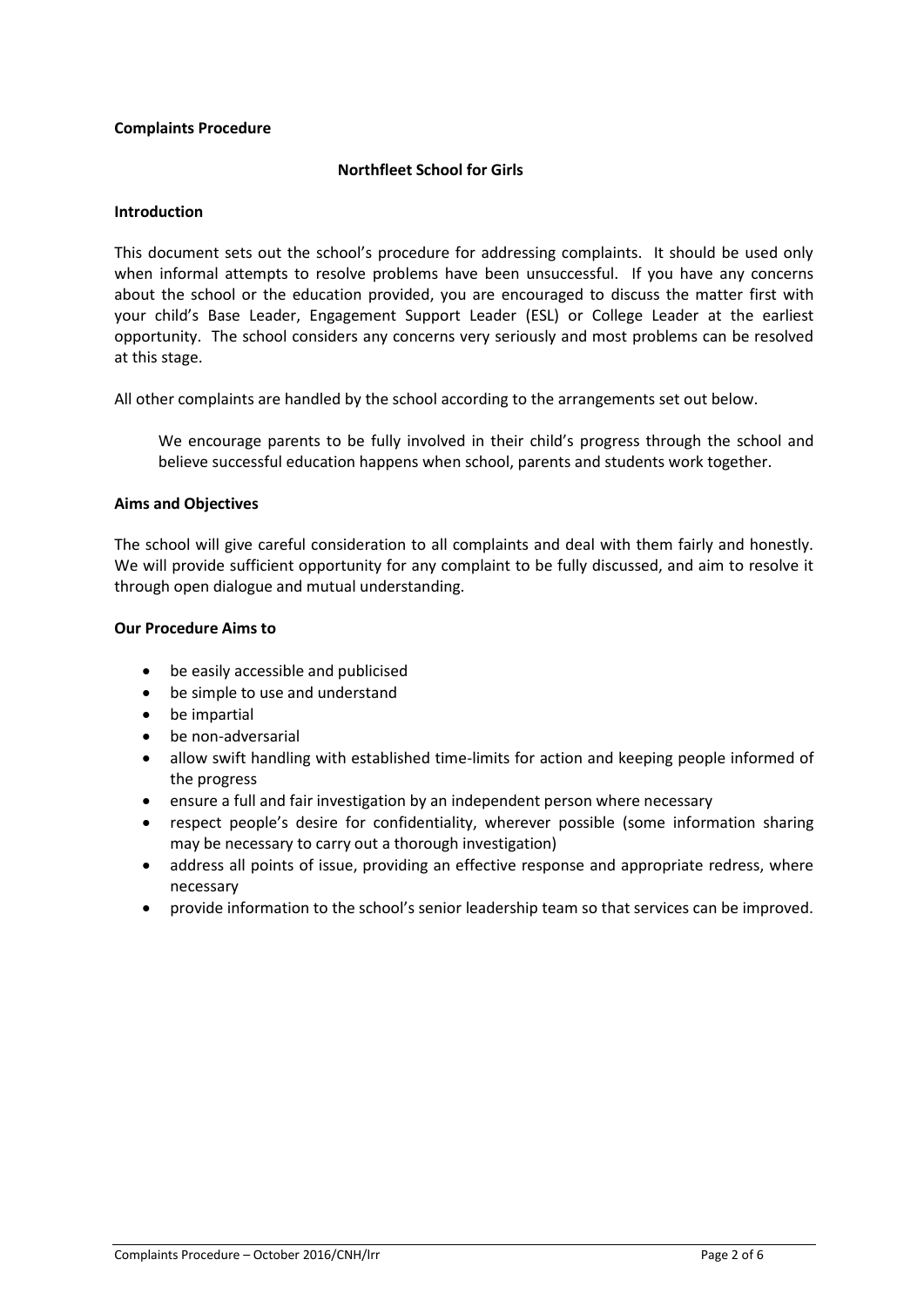**Complains Procedure**

## Northfleet School for Girls

### Introduction

This document sets out the school's procedure for addressing complaints. It should be used only when informal attempts to resolve problems have been unsuccessful. If you have any concerns about the school or the education provided, you are encouraged to discuss the matter first with your child's Base Leader, Engagement Support Leader (ESL) or College Leader at the earliest opportunity. The school considers any concerns very seriously and most problems can be resolved at this stage.

All other complaints are handled by the school according to the arrangements set out below.

> We encourage parents to be fully involved in their child's progress through the school and believe successful education happens when school, parents and students work together.

### Aims and Objectives

The school will give careful consideration to all complaints and deal with them fairly and honestly. We will provide sufficient opportunity for any complaint to be fully discussed, and aim to resolve it through open dialogue and mutual understanding.

### Our Procedure Aims to

- be easily accessible and publicised
- be simple to use and understand
- be impartial
- be non-adversarial
- allow swift handling with established time-limits for action and keeping people informed of the progress
- ensure a full and fair investigation by an independent person where necessary
- respect people's desire for confidentiality, wherever possible (some information sharing may be necessary to carry out a thorough investigation)
- address all points of issue, providing an effective response and appropriate redress, where necessary
- provide information to the school's senior leadership team so that services can be improved.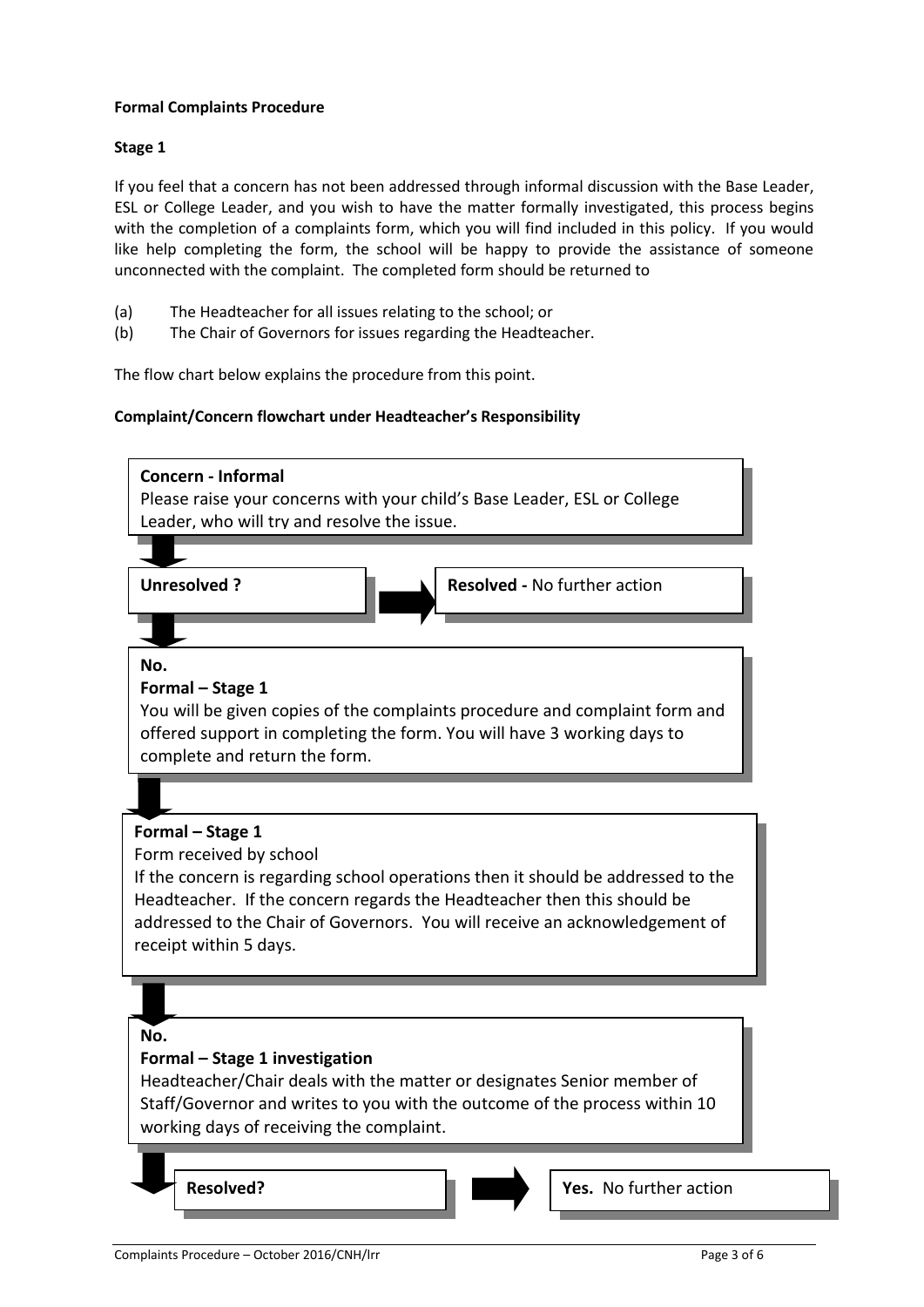**Formal Complaints Procedure**

**Stage 1**

If you feel that a concern has not been addressed through informal discussion with the Base Leader, ESL or College Leader, and you wish to have the matter formally investigated, this process begins with the completion of a complaints form, which you will find included in this policy. If you would like help completing the form, the school will be happy to provide the assistance of someone unconnected with the complaint. The completed form should be returned to

(a) The Headteacher for all issues relating to the school; or
(b) The Chair of Governors for issues regarding the Headteacher.

The flow chart below explains the procedure from this point.

**Complaint/Concern flowchart under Headteacher's Responsibility**

**Concern - Informal**
Please raise your concerns with your child's Base Leader, ESL or College Leader, who will try and resolve the issue.

↓

**Unresolved ?** → **Resolved -** No further action

↓

**No.**
**Formal – Stage 1**
You will be given copies of the complaints procedure and complaint form and offered support in completing the form. You will have 3 working days to complete and return the form.

↓

**Formal – Stage 1**
Form received by school
If the concern is regarding school operations then it should be addressed to the Headteacher. If the concern regards the Headteacher then this should be addressed to the Chair of Governors. You will receive an acknowledgement of receipt within 5 days.

↓

**No.**
**Formal – Stage 1 investigation**
Headteacher/Chair deals with the matter or designates Senior member of Staff/Governor and writes to you with the outcome of the process within 10 working days of receiving the complaint.

↓

**Resolved?** → **Yes.** No further action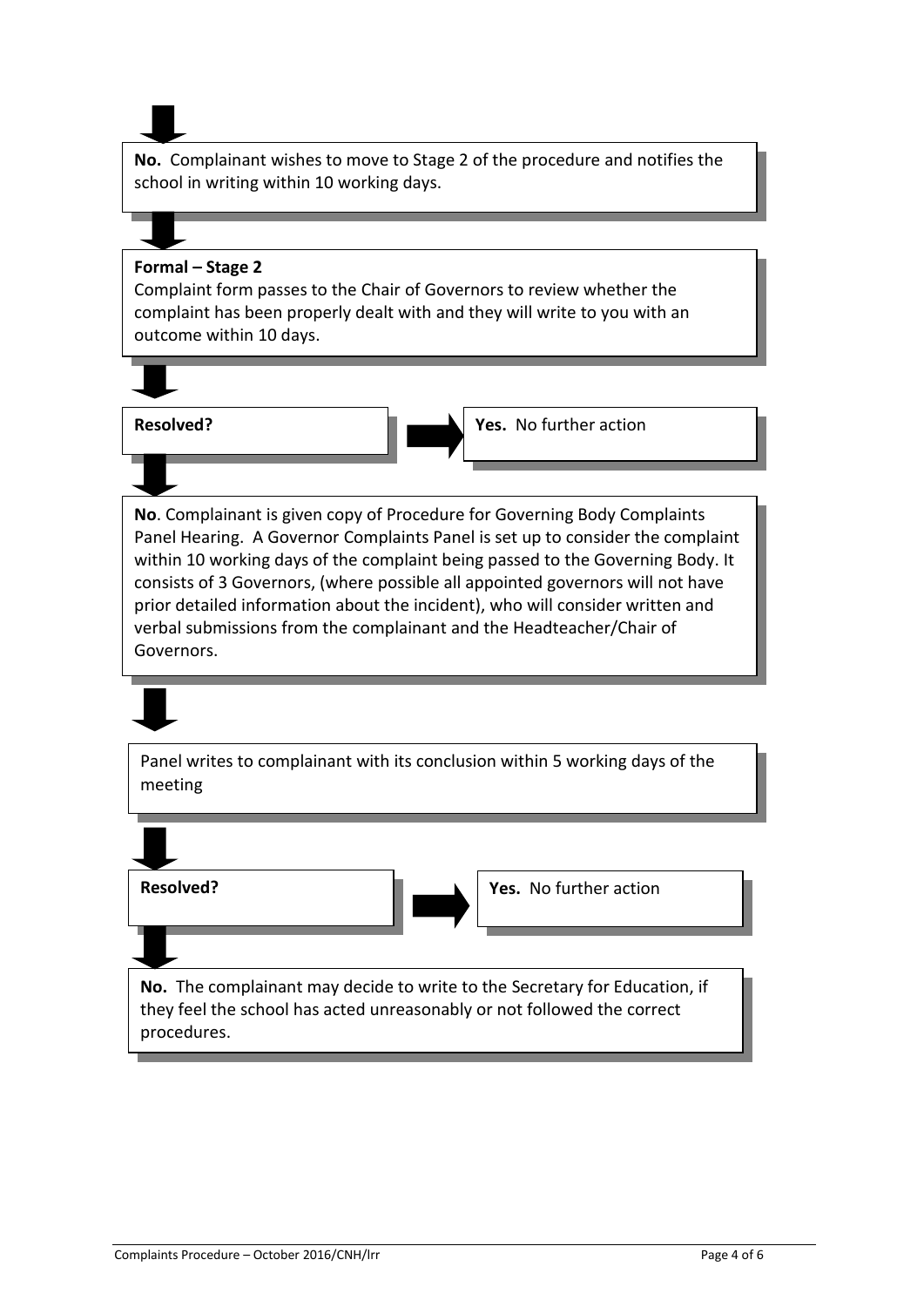**No.** Complainant wishes to move to Stage 2 of the procedure and notifies the school in writing within 10 working days.

**Formal – Stage 2**

Complaint form passes to the Chair of Governors to review whether the complaint has been properly dealt with and they will write to you with an outcome within 10 days.

**Resolved?**

**Yes.** No further action

**No**. Complainant is given copy of Procedure for Governing Body Complaints Panel Hearing. A Governor Complaints Panel is set up to consider the complaint within 10 working days of the complaint being passed to the Governing Body. It consists of 3 Governors, (where possible all appointed governors will not have prior detailed information about the incident), who will consider written and verbal submissions from the complainant and the Headteacher/Chair of Governors.

Panel writes to complainant with its conclusion within 5 working days of the meeting

**Resolved?**

**Yes.** No further action

**No.** The complainant may decide to write to the Secretary for Education, if they feel the school has acted unreasonably or not followed the correct procedures.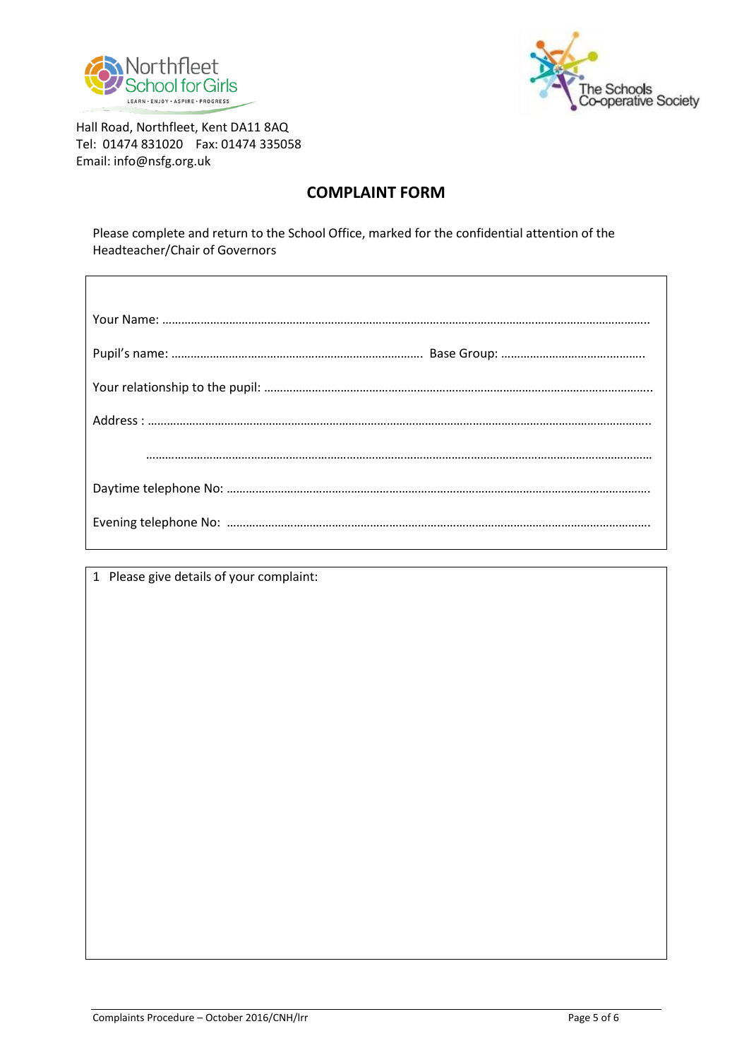Northfleet School for Girls

LEARN • ENJOY • ASPIRE • PROGRESS

The Schools Co-operative Society

Hall Road, Northfleet, Kent DA11 8AQ
Tel: 01474 831020 Fax: 01474 335058
Email: info@nsfg.org.uk

## COMPLAINT FORM

Please complete and return to the School Office, marked for the confidential attention of the Headteacher/Chair of Governors

Your Name: ……………………………………………………………………………………………………………………………………

Pupil's name: …………………………………………………………………… Base Group: ………………………………………

Your relationship to the pupil: ………………………………………………………………………………………………………..

Address : …………………………………………………………………………………………………………………………………….

……………………………………………………………………………………………………………………………………

Daytime telephone No: ………………………………………………………………………………………………………………….

Evening telephone No: ………………………………………………………………………………………………………………….

1 Please give details of your complaint: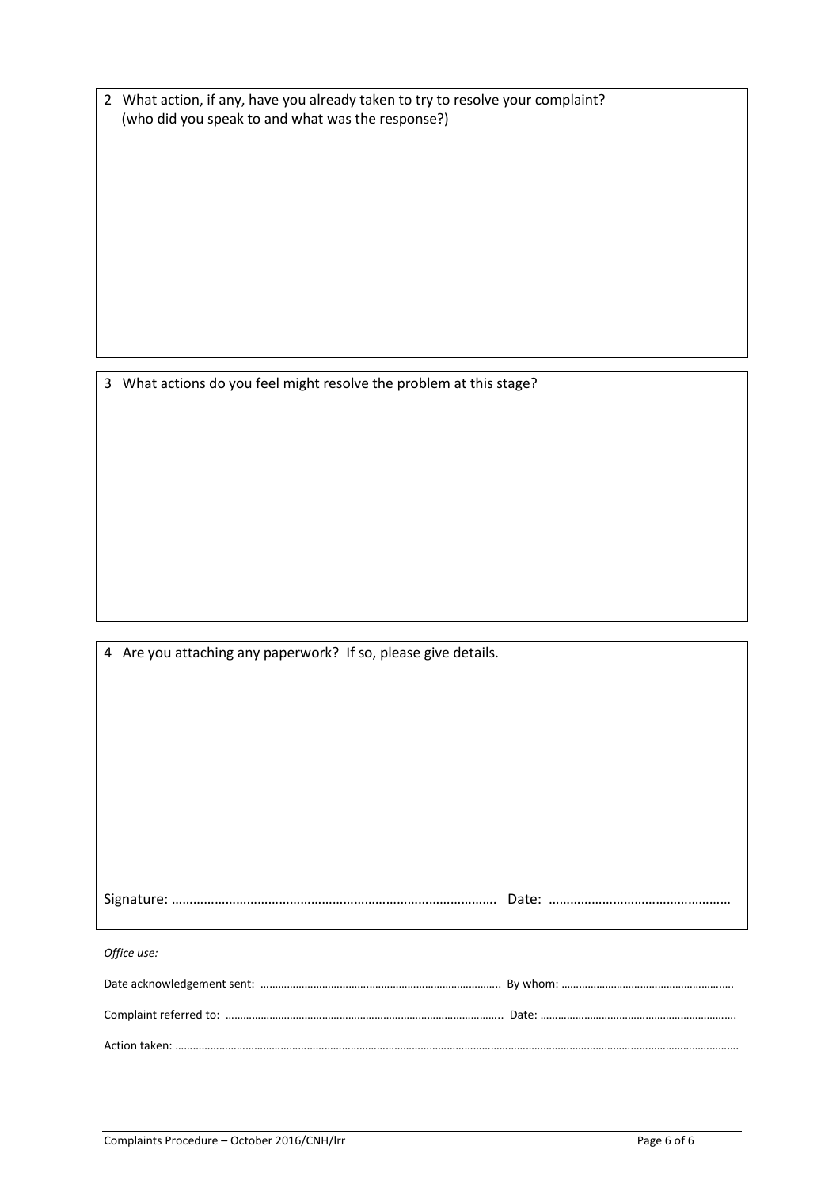2 What action, if any, have you already taken to try to resolve your complaint?
(who did you speak to and what was the response?)

3 What actions do you feel might resolve the problem at this stage?

4 Are you attaching any paperwork? If so, please give details.

Signature: ……………………………………………………………………………… Date: ……………………………………………

*Office use:*

Date acknowledgement sent: ……………………………………………………………………… By whom: …………………………………………………

Complaint referred to: …………………………………………………………………………………… Date: …………………………………………………………

Action taken: ……………………………………………………………………………………………………………………………………………………………………